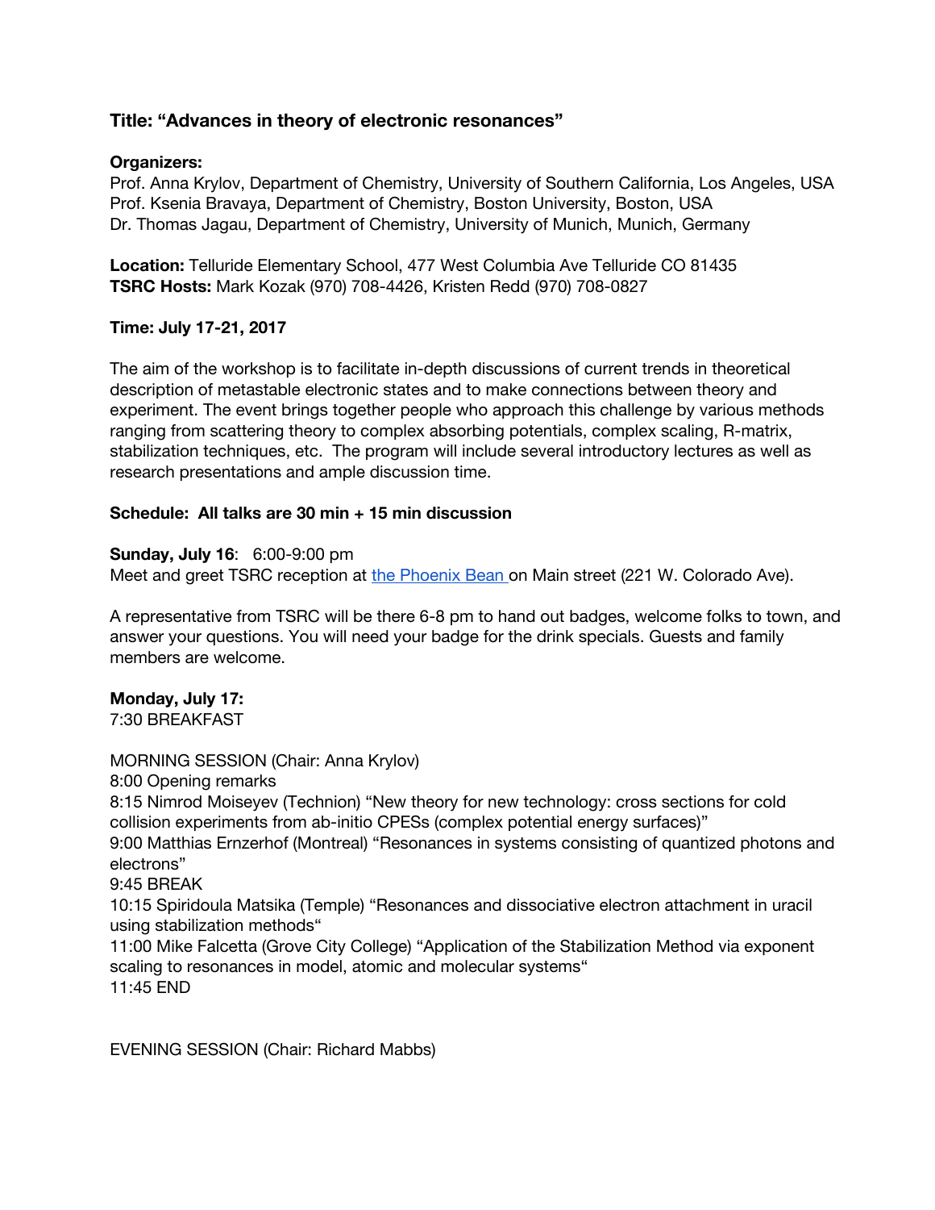## Title: "Advances in theory of electronic resonances"

**Organizers:**
Prof. Anna Krylov, Department of Chemistry, University of Southern California, Los Angeles, USA
Prof. Ksenia Bravaya, Department of Chemistry, Boston University, Boston, USA
Dr. Thomas Jagau, Department of Chemistry, University of Munich, Munich, Germany

**Location:** Telluride Elementary School, 477 West Columbia Ave Telluride CO 81435
**TSRC Hosts:** Mark Kozak (970) 708-4426, Kristen Redd (970) 708-0827

**Time: July 17-21, 2017**

The aim of the workshop is to facilitate in-depth discussions of current trends in theoretical description of metastable electronic states and to make connections between theory and experiment. The event brings together people who approach this challenge by various methods ranging from scattering theory to complex absorbing potentials, complex scaling, R-matrix, stabilization techniques, etc. The program will include several introductory lectures as well as research presentations and ample discussion time.

**Schedule: All talks are 30 min + 15 min discussion**

**Sunday, July 16**: 6:00-9:00 pm
Meet and greet TSRC reception at the Phoenix Bean on Main street (221 W. Colorado Ave).

A representative from TSRC will be there 6-8 pm to hand out badges, welcome folks to town, and answer your questions. You will need your badge for the drink specials. Guests and family members are welcome.

**Monday, July 17:**
7:30 BREAKFAST

MORNING SESSION (Chair: Anna Krylov)
8:00 Opening remarks
8:15 Nimrod Moiseyev (Technion) "New theory for new technology: cross sections for cold collision experiments from ab-initio CPESs (complex potential energy surfaces)"
9:00 Matthias Ernzerhof (Montreal) "Resonances in systems consisting of quantized photons and electrons"
9:45 BREAK
10:15 Spiridoula Matsika (Temple) "Resonances and dissociative electron attachment in uracil using stabilization methods"
11:00 Mike Falcetta (Grove City College) "Application of the Stabilization Method via exponent scaling to resonances in model, atomic and molecular systems"
11:45 END

EVENING SESSION (Chair: Richard Mabbs)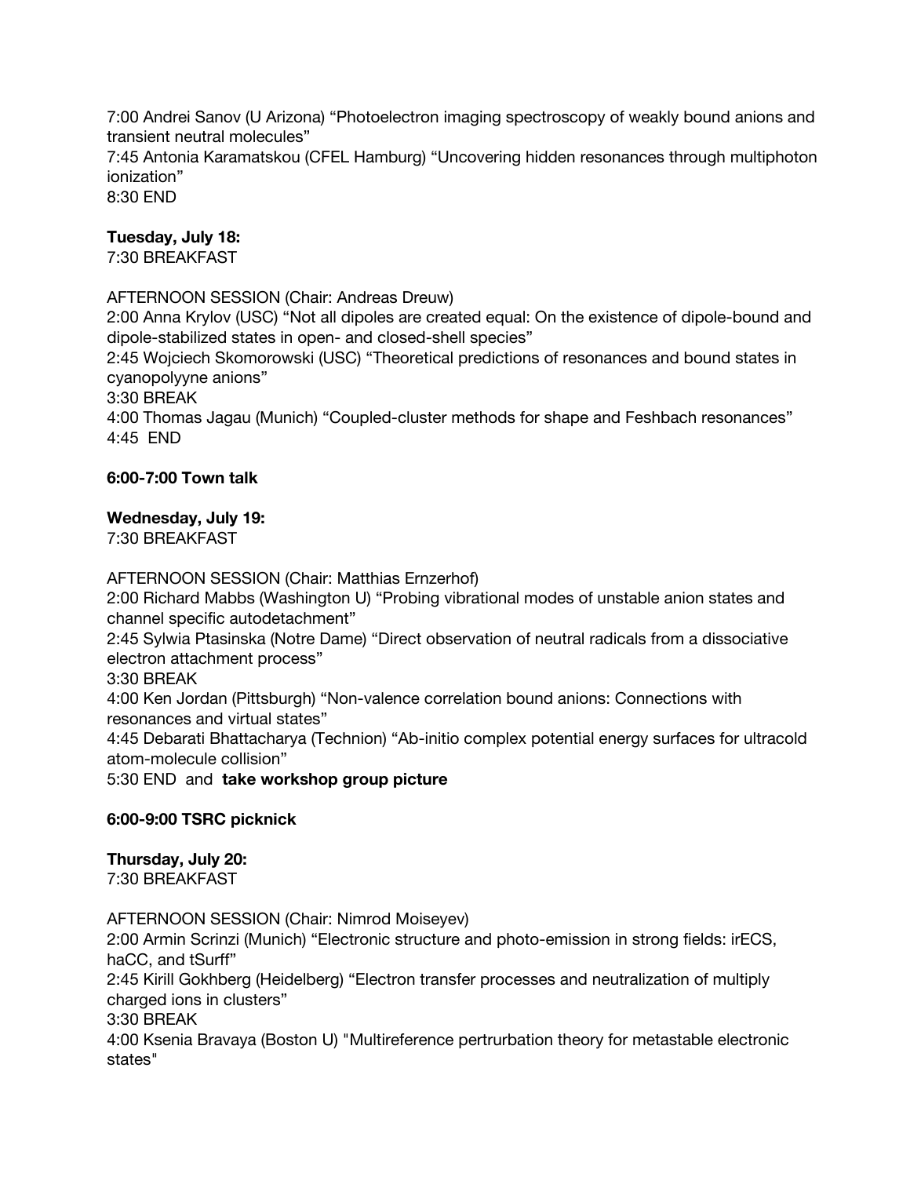7:00 Andrei Sanov (U Arizona) “Photoelectron imaging spectroscopy of weakly bound anions and transient neutral molecules”
7:45 Antonia Karamatskou (CFEL Hamburg) “Uncovering hidden resonances through multiphoton ionization”
8:30 END

**Tuesday, July 18:**
7:30 BREAKFAST

AFTERNOON SESSION (Chair: Andreas Dreuw)
2:00 Anna Krylov (USC) “Not all dipoles are created equal: On the existence of dipole-bound and dipole-stabilized states in open- and closed-shell species”
2:45 Wojciech Skomorowski (USC) “Theoretical predictions of resonances and bound states in cyanopolyyne anions”
3:30 BREAK
4:00 Thomas Jagau (Munich) “Coupled-cluster methods for shape and Feshbach resonances”
4:45 END

**6:00-7:00 Town talk**

**Wednesday, July 19:**
7:30 BREAKFAST

AFTERNOON SESSION (Chair: Matthias Ernzerhof)
2:00 Richard Mabbs (Washington U) “Probing vibrational modes of unstable anion states and channel specific autodetachment”
2:45 Sylwia Ptasinska (Notre Dame) “Direct observation of neutral radicals from a dissociative electron attachment process”
3:30 BREAK
4:00 Ken Jordan (Pittsburgh) “Non-valence correlation bound anions: Connections with resonances and virtual states”
4:45 Debarati Bhattacharya (Technion) “Ab-initio complex potential energy surfaces for ultracold atom-molecule collision”
5:30 END and **take workshop group picture**

**6:00-9:00 TSRC picknick**

**Thursday, July 20:**
7:30 BREAKFAST

AFTERNOON SESSION (Chair: Nimrod Moiseyev)
2:00 Armin Scrinzi (Munich) “Electronic structure and photo-emission in strong fields: irECS, haCC, and tSurff”
2:45 Kirill Gokhberg (Heidelberg) “Electron transfer processes and neutralization of multiply charged ions in clusters”
3:30 BREAK
4:00 Ksenia Bravaya (Boston U) "Multireference pertrurbation theory for metastable electronic states"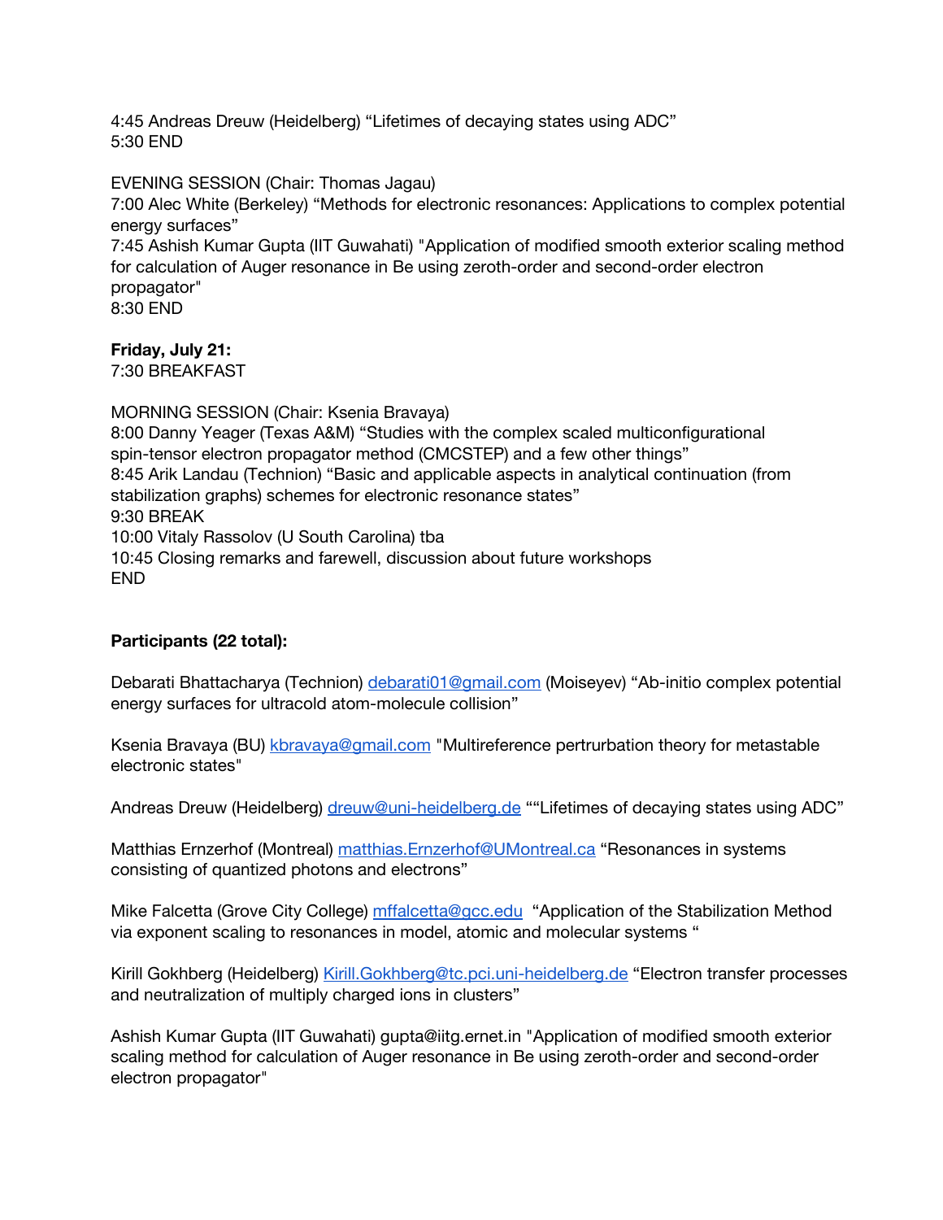4:45 Andreas Dreuw (Heidelberg) “Lifetimes of decaying states using ADC”
5:30 END

EVENING SESSION (Chair: Thomas Jagau)
7:00 Alec White (Berkeley) “Methods for electronic resonances: Applications to complex potential energy surfaces”
7:45 Ashish Kumar Gupta (IIT Guwahati) "Application of modified smooth exterior scaling method for calculation of Auger resonance in Be using zeroth-order and second-order electron propagator"
8:30 END

**Friday, July 21:**
7:30 BREAKFAST

MORNING SESSION (Chair: Ksenia Bravaya)
8:00 Danny Yeager (Texas A&M) “Studies with the complex scaled multiconfigurational spin-tensor electron propagator method (CMCSTEP) and a few other things”
8:45 Arik Landau (Technion) “Basic and applicable aspects in analytical continuation (from stabilization graphs) schemes for electronic resonance states”
9:30 BREAK
10:00 Vitaly Rassolov (U South Carolina) tba
10:45 Closing remarks and farewell, discussion about future workshops
END

**Participants (22 total):**

Debarati Bhattacharya (Technion) debarati01@gmail.com (Moiseyev) “Ab-initio complex potential energy surfaces for ultracold atom-molecule collision”

Ksenia Bravaya (BU) kbravaya@gmail.com "Multireference pertrurbation theory for metastable electronic states"

Andreas Dreuw (Heidelberg) dreuw@uni-heidelberg.de ““Lifetimes of decaying states using ADC”

Matthias Ernzerhof (Montreal) matthias.Ernzerhof@UMontreal.ca “Resonances in systems consisting of quantized photons and electrons”

Mike Falcetta (Grove City College) mffalcetta@gcc.edu “Application of the Stabilization Method via exponent scaling to resonances in model, atomic and molecular systems “

Kirill Gokhberg (Heidelberg) Kirill.Gokhberg@tc.pci.uni-heidelberg.de “Electron transfer processes and neutralization of multiply charged ions in clusters”

Ashish Kumar Gupta (IIT Guwahati) gupta@iitg.ernet.in "Application of modified smooth exterior scaling method for calculation of Auger resonance in Be using zeroth-order and second-order electron propagator"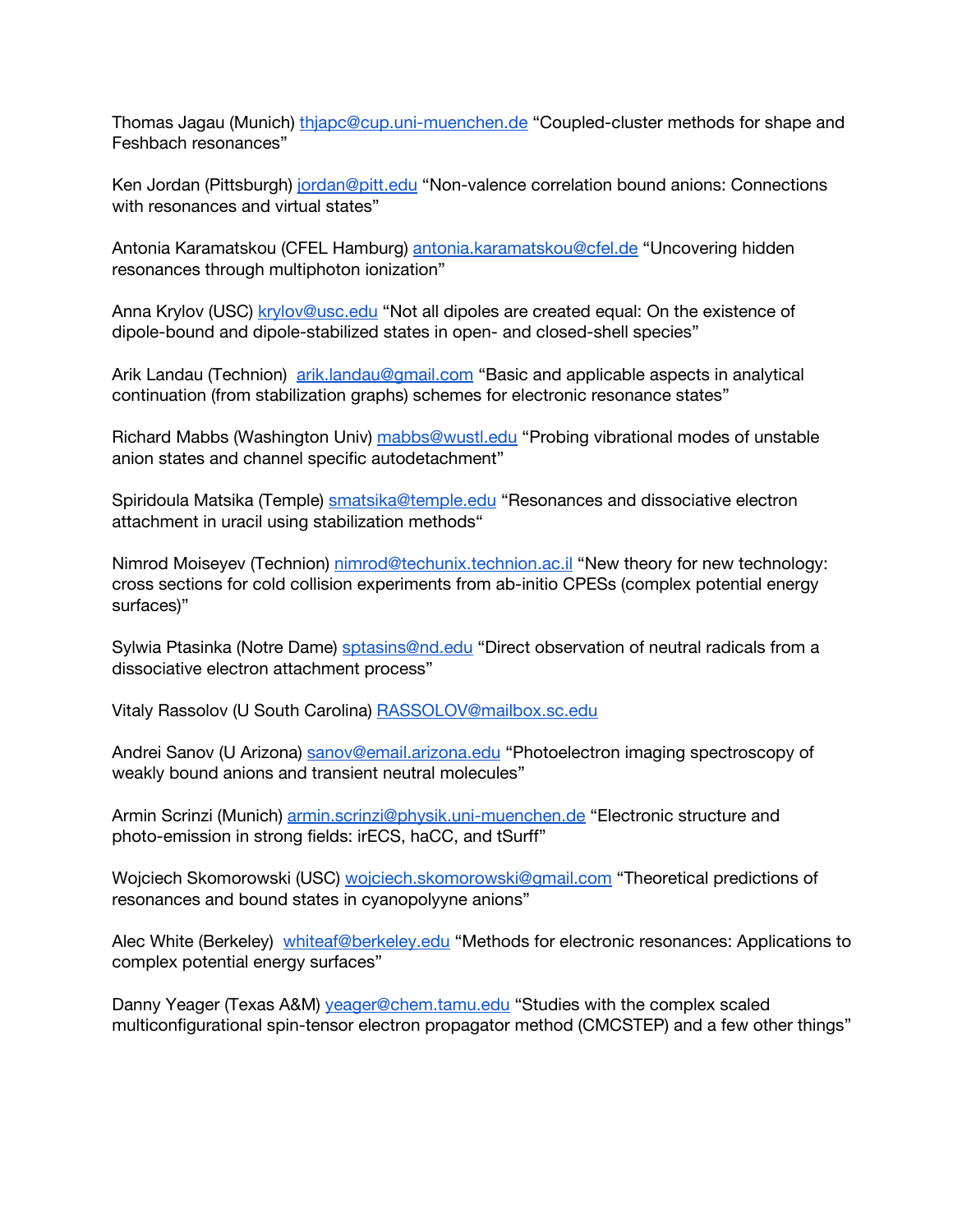Thomas Jagau (Munich) thjapc@cup.uni-muenchen.de “Coupled-cluster methods for shape and Feshbach resonances”

Ken Jordan (Pittsburgh) jordan@pitt.edu “Non-valence correlation bound anions: Connections with resonances and virtual states”

Antonia Karamatskou (CFEL Hamburg) antonia.karamatskou@cfel.de “Uncovering hidden resonances through multiphoton ionization”

Anna Krylov (USC) krylov@usc.edu “Not all dipoles are created equal: On the existence of dipole-bound and dipole-stabilized states in open- and closed-shell species”

Arik Landau (Technion) arik.landau@gmail.com “Basic and applicable aspects in analytical continuation (from stabilization graphs) schemes for electronic resonance states”

Richard Mabbs (Washington Univ) mabbs@wustl.edu “Probing vibrational modes of unstable anion states and channel specific autodetachment”

Spiridoula Matsika (Temple) smatsika@temple.edu “Resonances and dissociative electron attachment in uracil using stabilization methods“

Nimrod Moiseyev (Technion) nimrod@techunix.technion.ac.il “New theory for new technology: cross sections for cold collision experiments from ab-initio CPESs (complex potential energy surfaces)”

Sylwia Ptasinka (Notre Dame) sptasins@nd.edu “Direct observation of neutral radicals from a dissociative electron attachment process”

Vitaly Rassolov (U South Carolina) RASSOLOV@mailbox.sc.edu

Andrei Sanov (U Arizona) sanov@email.arizona.edu “Photoelectron imaging spectroscopy of weakly bound anions and transient neutral molecules”

Armin Scrinzi (Munich) armin.scrinzi@physik.uni-muenchen.de “Electronic structure and photo-emission in strong fields: irECS, haCC, and tSurff”

Wojciech Skomorowski (USC) wojciech.skomorowski@gmail.com “Theoretical predictions of resonances and bound states in cyanopolyyne anions”

Alec White (Berkeley) whiteaf@berkeley.edu “Methods for electronic resonances: Applications to complex potential energy surfaces”

Danny Yeager (Texas A&M) yeager@chem.tamu.edu “Studies with the complex scaled multiconfigurational spin-tensor electron propagator method (CMCSTEP) and a few other things”